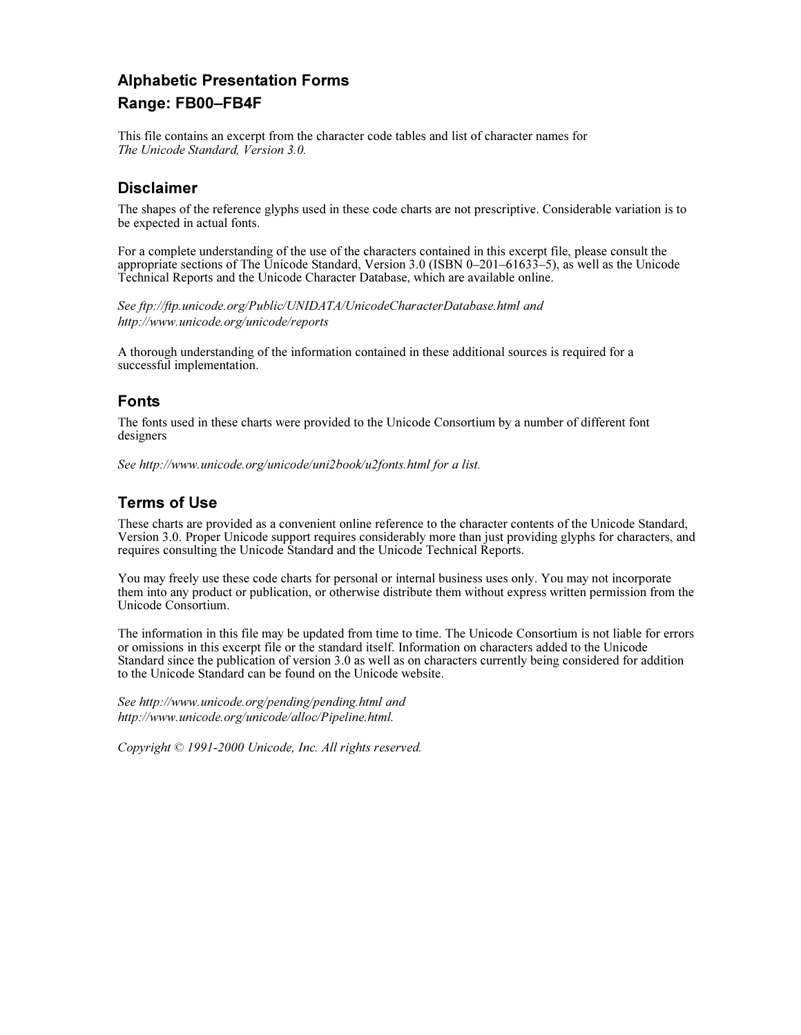# Alphabetic Presentation Forms

## Range: FB00–FB4F

This file contains an excerpt from the character code tables and list of character names for *The Unicode Standard, Version 3.0.*

## Disclaimer

The shapes of the reference glyphs used in these code charts are not prescriptive. Considerable variation is to be expected in actual fonts.

For a complete understanding of the use of the characters contained in this excerpt file, please consult the appropriate sections of The Unicode Standard, Version 3.0 (ISBN 0–201–61633–5), as well as the Unicode Technical Reports and the Unicode Character Database, which are available online.

*See ftp://ftp.unicode.org/Public/UNIDATA/UnicodeCharacterDatabase.html and http://www.unicode.org/unicode/reports*

A thorough understanding of the information contained in these additional sources is required for a successful implementation.

## Fonts

The fonts used in these charts were provided to the Unicode Consortium by a number of different font designers

*See http://www.unicode.org/unicode/uni2book/u2fonts.html for a list.*

## Terms of Use

These charts are provided as a convenient online reference to the character contents of the Unicode Standard, Version 3.0. Proper Unicode support requires considerably more than just providing glyphs for characters, and requires consulting the Unicode Standard and the Unicode Technical Reports.

You may freely use these code charts for personal or internal business uses only. You may not incorporate them into any product or publication, or otherwise distribute them without express written permission from the Unicode Consortium.

The information in this file may be updated from time to time. The Unicode Consortium is not liable for errors or omissions in this excerpt file or the standard itself. Information on characters added to the Unicode Standard since the publication of version 3.0 as well as on characters currently being considered for addition to the Unicode Standard can be found on the Unicode website.

*See http://www.unicode.org/pending/pending.html and http://www.unicode.org/unicode/alloc/Pipeline.html.*

*Copyright © 1991-2000 Unicode, Inc. All rights reserved.*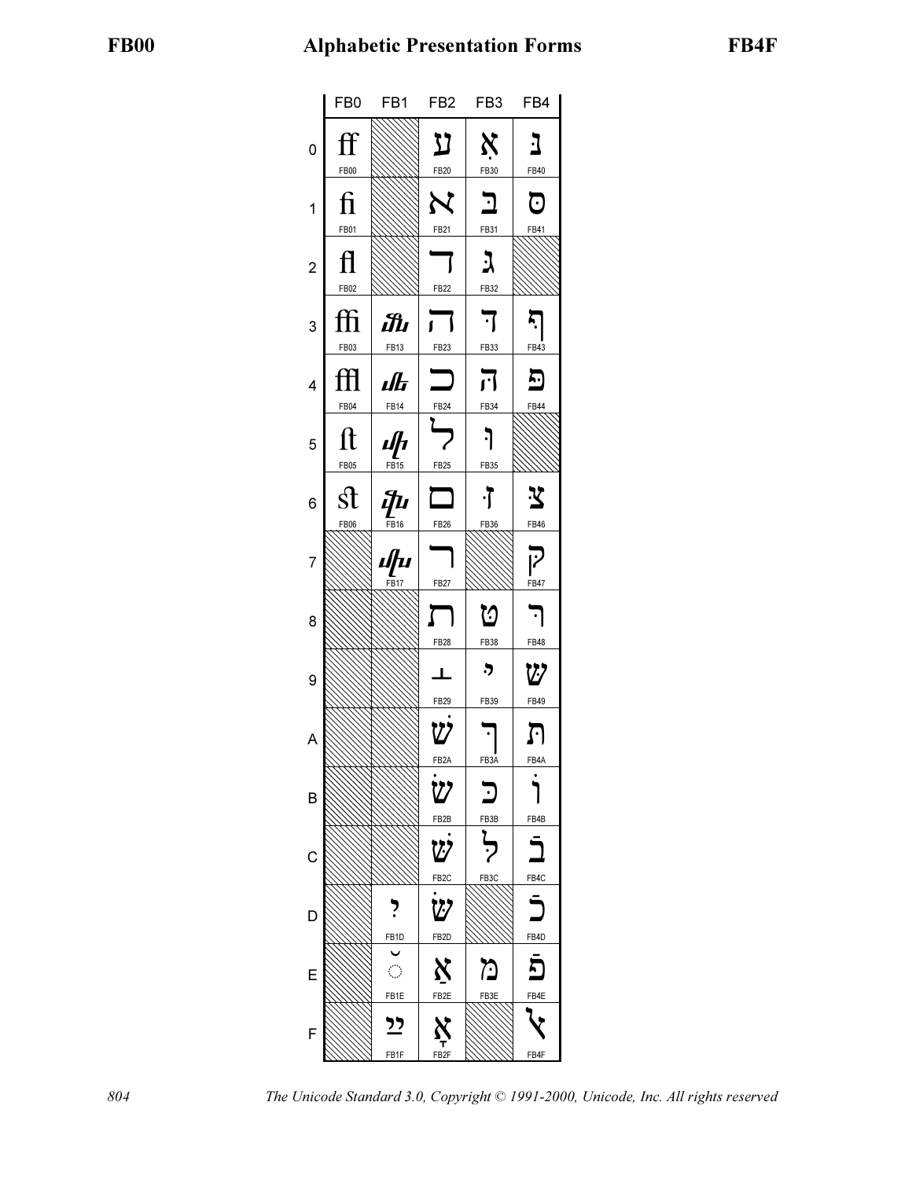| | FB0 | FB1 | FB2 | FB3 | FB4 |
|---|---|---|---|---|---|
| 0 | ﬀ FB00 | | ﬠ FB20 | אּ FB30 | נּ FB40 |
| 1 | ﬁ FB01 | | ﬡ FB21 | בּ FB31 | סּ FB41 |
| 2 | ﬂ FB02 | | ﬢ FB22 | גּ FB32 | |
| 3 | ﬃ FB03 | ﬓ FB13 | ﬣ FB23 | דּ FB33 | ףּ FB43 |
| 4 | ﬄ FB04 | ﬔ FB14 | ﬤ FB24 | הּ FB34 | פּ FB44 |
| 5 | ﬅ FB05 | ﬕ FB15 | ﬥ FB25 | וּ FB35 | |
| 6 | ﬆ FB06 | ﬖ FB16 | ﬦ FB26 | זּ FB36 | צּ FB46 |
| 7 | | ﬗ FB17 | ﬧ FB27 | | קּ FB47 |
| 8 | | | ﬨ FB28 | טּ FB38 | רּ FB48 |
| 9 | | | ﬩ FB29 | יּ FB39 | שּ FB49 |
| A | | | שׁ FB2A | ךּ FB3A | תּ FB4A |
| B | | | שׂ FB2B | כּ FB3B | וֹ FB4B |
| C | | | שּׁ FB2C | לּ FB3C | בֿ FB4C |
| D | | יִ FB1D | שּׂ FB2D | | כֿ FB4D |
| E | | ◌ﬞ FB1E | אַ FB2E | מּ FB3E | פֿ FB4E |
| F | | ײַ FB1F | אָ FB2F | | ﭏ FB4F |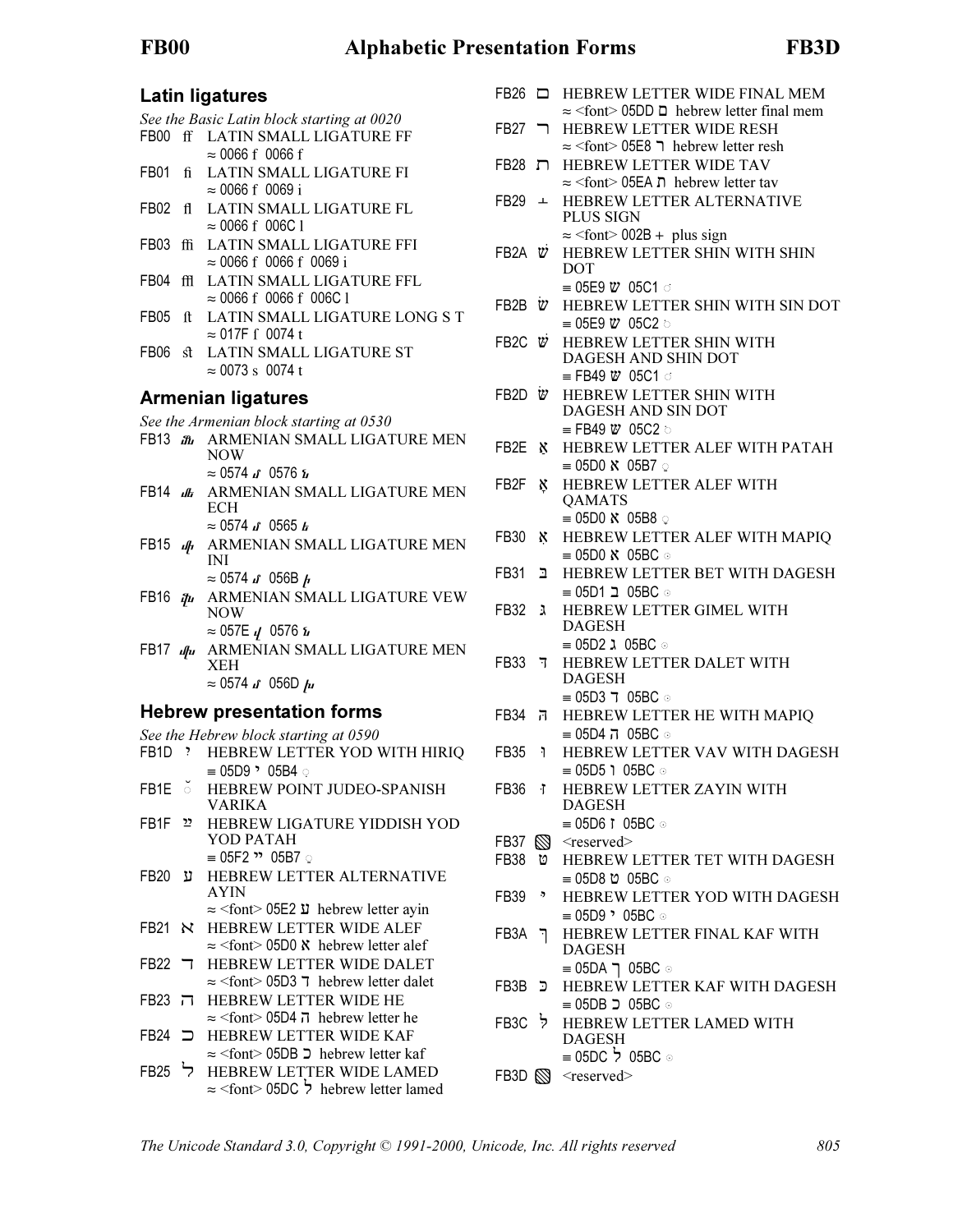## Latin ligatures

*See the Basic Latin block starting at 0020*

FB00 ﬀ LATIN SMALL LIGATURE FF
≈ 0066 f 0066 f

FB01 ﬁ LATIN SMALL LIGATURE FI
≈ 0066 f 0069 i

FB02 ﬂ LATIN SMALL LIGATURE FL
≈ 0066 f 006C l

FB03 ﬃ LATIN SMALL LIGATURE FFI
≈ 0066 f 0066 f 0069 i

FB04 ﬄ LATIN SMALL LIGATURE FFL
≈ 0066 f 0066 f 006C l

FB05 ﬅ LATIN SMALL LIGATURE LONG S T
≈ 017F ſ 0074 t

FB06 ﬆ LATIN SMALL LIGATURE ST
≈ 0073 s 0074 t

## Armenian ligatures

*See the Armenian block starting at 0530*

FB13 ﬓ ARMENIAN SMALL LIGATURE MEN NOW
≈ 0574 մ 0576 ն

FB14 ﬔ ARMENIAN SMALL LIGATURE MEN ECH
≈ 0574 մ 0565 ե

FB15 ﬕ ARMENIAN SMALL LIGATURE MEN INI
≈ 0574 մ 056B ի

FB16 ﬖ ARMENIAN SMALL LIGATURE VEW NOW
≈ 057E վ 0576 ն

FB17 ﬗ ARMENIAN SMALL LIGATURE MEN XEH
≈ 0574 մ 056D խ

## Hebrew presentation forms

*See the Hebrew block starting at 0590*

FB1D יִ HEBREW LETTER YOD WITH HIRIQ
≡ 05D9 י 05B4 ִ

FB1E ﬞ HEBREW POINT JUDEO-SPANISH VARIKA

FB1F ײַ HEBREW LIGATURE YIDDISH YOD YOD PATAH
≡ 05F2 ײ 05B7 ַ

FB20 ﬠ HEBREW LETTER ALTERNATIVE AYIN
≈ <font> 05E2 ע hebrew letter ayin

FB21 ﬡ HEBREW LETTER WIDE ALEF
≈ <font> 05D0 א hebrew letter alef

FB22 ﬢ HEBREW LETTER WIDE DALET
≈ <font> 05D3 ד hebrew letter dalet

FB23 ﬣ HEBREW LETTER WIDE HE
≈ <font> 05D4 ה hebrew letter he

FB24 ﬤ HEBREW LETTER WIDE KAF
≈ <font> 05DB כ hebrew letter kaf

FB25 ﬥ HEBREW LETTER WIDE LAMED
≈ <font> 05DC ל hebrew letter lamed

FB26 ﬦ HEBREW LETTER WIDE FINAL MEM
≈ <font> 05DD ם hebrew letter final mem

FB27 ﬧ HEBREW LETTER WIDE RESH
≈ <font> 05E8 ר hebrew letter resh

FB28 ﬨ HEBREW LETTER WIDE TAV
≈ <font> 05EA ת hebrew letter tav

FB29 ﬩ HEBREW LETTER ALTERNATIVE PLUS SIGN
≈ <font> 002B + plus sign

FB2A שׁ HEBREW LETTER SHIN WITH SHIN DOT
≡ 05E9 ש 05C1 ׁ

FB2B שׂ HEBREW LETTER SHIN WITH SIN DOT
≡ 05E9 ש 05C2 ׂ

FB2C שּׁ HEBREW LETTER SHIN WITH DAGESH AND SHIN DOT
≡ FB49 שּ 05C1 ׁ

FB2D שּׂ HEBREW LETTER SHIN WITH DAGESH AND SIN DOT
≡ FB49 שּ 05C2 ׂ

FB2E אַ HEBREW LETTER ALEF WITH PATAH
≡ 05D0 א 05B7 ַ

FB2F אָ HEBREW LETTER ALEF WITH QAMATS
≡ 05D0 א 05B8 ָ

FB30 אּ HEBREW LETTER ALEF WITH MAPIQ
≡ 05D0 א 05BC ּ

FB31 בּ HEBREW LETTER BET WITH DAGESH
≡ 05D1 ב 05BC ּ

FB32 גּ HEBREW LETTER GIMEL WITH DAGESH
≡ 05D2 ג 05BC ּ

FB33 דּ HEBREW LETTER DALET WITH DAGESH
≡ 05D3 ד 05BC ּ

FB34 הּ HEBREW LETTER HE WITH MAPIQ
≡ 05D4 ה 05BC ּ

FB35 וּ HEBREW LETTER VAV WITH DAGESH
≡ 05D5 ו 05BC ּ

FB36 זּ HEBREW LETTER ZAYIN WITH DAGESH
≡ 05D6 ז 05BC ּ

FB37 <reserved>

FB38 טּ HEBREW LETTER TET WITH DAGESH
≡ 05D8 ט 05BC ּ

FB39 יּ HEBREW LETTER YOD WITH DAGESH
≡ 05D9 י 05BC ּ

FB3A ךּ HEBREW LETTER FINAL KAF WITH DAGESH
≡ 05DA ך 05BC ּ

FB3B כּ HEBREW LETTER KAF WITH DAGESH
≡ 05DB כ 05BC ּ

FB3C לּ HEBREW LETTER LAMED WITH DAGESH
≡ 05DC ל 05BC ּ

FB3D <reserved>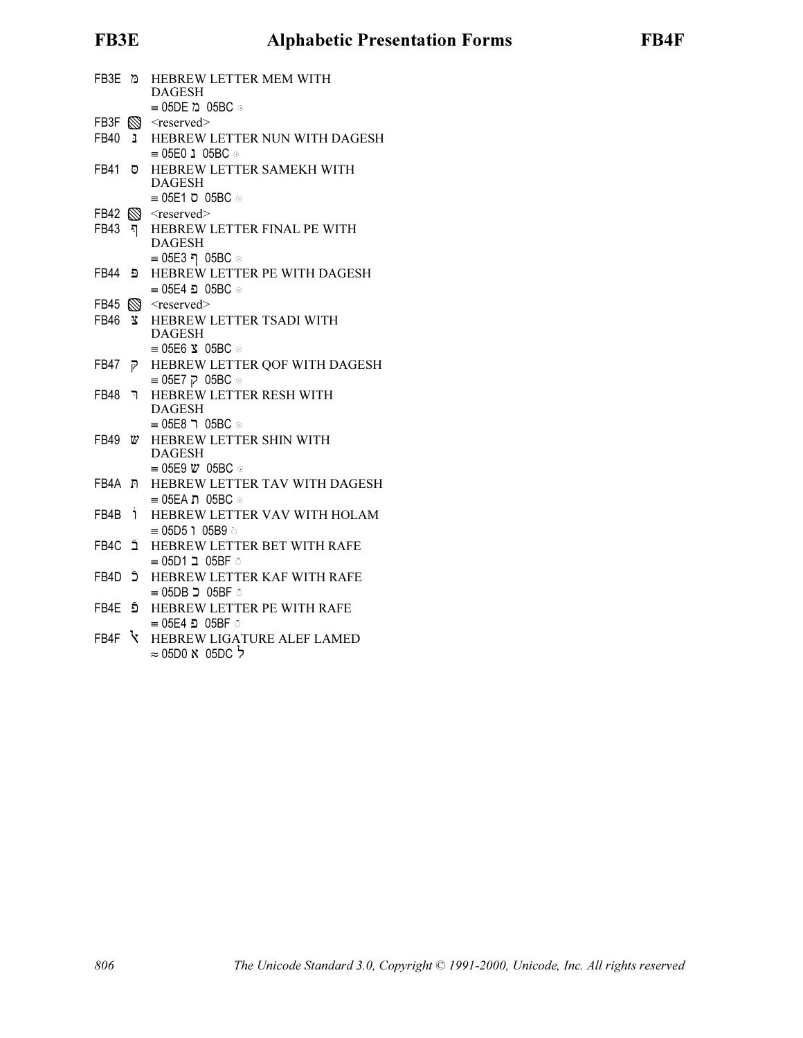FB3E מּ HEBREW LETTER MEM WITH DAGESH
≡ 05DE מ 05BC ◌ּ

FB3F <reserved>

FB40 נּ HEBREW LETTER NUN WITH DAGESH
≡ 05E0 נ 05BC ◌ּ

FB41 סּ HEBREW LETTER SAMEKH WITH DAGESH
≡ 05E1 ס 05BC ◌ּ

FB42 <reserved>

FB43 ףּ HEBREW LETTER FINAL PE WITH DAGESH
≡ 05E3 ף 05BC ◌ּ

FB44 פּ HEBREW LETTER PE WITH DAGESH
≡ 05E4 פ 05BC ◌ּ

FB45 <reserved>

FB46 צּ HEBREW LETTER TSADI WITH DAGESH
≡ 05E6 צ 05BC ◌ּ

FB47 קּ HEBREW LETTER QOF WITH DAGESH
≡ 05E7 ק 05BC ◌ּ

FB48 רּ HEBREW LETTER RESH WITH DAGESH
≡ 05E8 ר 05BC ◌ּ

FB49 שּ HEBREW LETTER SHIN WITH DAGESH
≡ 05E9 ש 05BC ◌ּ

FB4A תּ HEBREW LETTER TAV WITH DAGESH
≡ 05EA ת 05BC ◌ּ

FB4B וֹ HEBREW LETTER VAV WITH HOLAM
≡ 05D5 ו 05B9 ◌ֹ

FB4C בֿ HEBREW LETTER BET WITH RAFE
≡ 05D1 ב 05BF ◌ֿ

FB4D כֿ HEBREW LETTER KAF WITH RAFE
≡ 05DB כ 05BF ◌ֿ

FB4E פֿ HEBREW LETTER PE WITH RAFE
≡ 05E4 פ 05BF ◌ֿ

FB4F ﭏ HEBREW LIGATURE ALEF LAMED
≈ 05D0 א 05DC ל